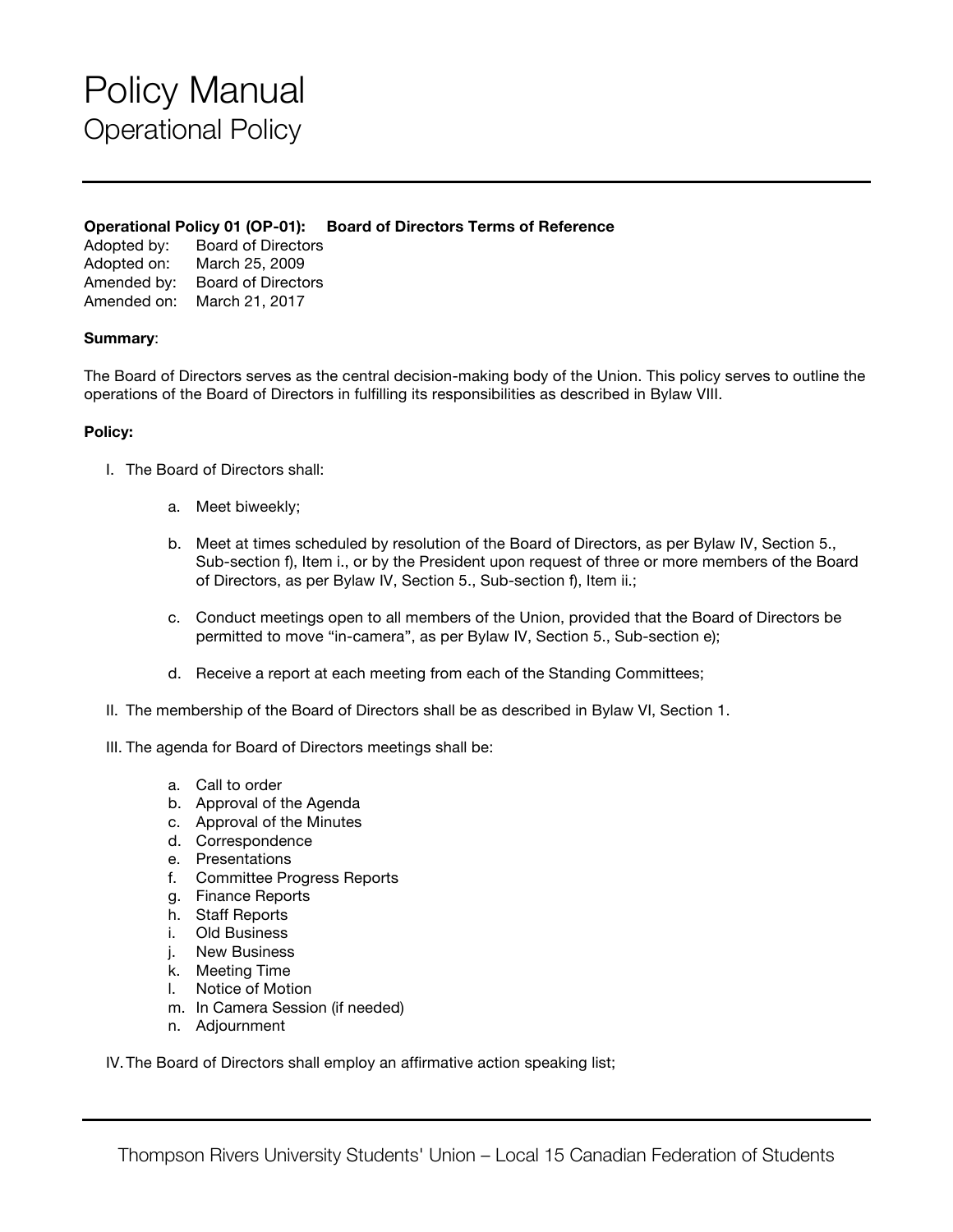# Policy Manual
## Operational Policy

**Operational Policy 01 (OP-01): Board of Directors Terms of Reference**

Adopted by: Board of Directors
Adopted on: March 25, 2009
Amended by: Board of Directors
Amended on: March 21, 2017

**Summary**:

The Board of Directors serves as the central decision-making body of the Union. This policy serves to outline the operations of the Board of Directors in fulfilling its responsibilities as described in Bylaw VIII.

**Policy:**

I. The Board of Directors shall:

   a. Meet biweekly;

   b. Meet at times scheduled by resolution of the Board of Directors, as per Bylaw IV, Section 5., Sub-section f), Item i., or by the President upon request of three or more members of the Board of Directors, as per Bylaw IV, Section 5., Sub-section f), Item ii.;

   c. Conduct meetings open to all members of the Union, provided that the Board of Directors be permitted to move "in-camera", as per Bylaw IV, Section 5., Sub-section e);

   d. Receive a report at each meeting from each of the Standing Committees;

II. The membership of the Board of Directors shall be as described in Bylaw VI, Section 1.

III. The agenda for Board of Directors meetings shall be:

   a. Call to order
   b. Approval of the Agenda
   c. Approval of the Minutes
   d. Correspondence
   e. Presentations
   f. Committee Progress Reports
   g. Finance Reports
   h. Staff Reports
   i. Old Business
   j. New Business
   k. Meeting Time
   l. Notice of Motion
   m. In Camera Session (if needed)
   n. Adjournment

IV. The Board of Directors shall employ an affirmative action speaking list;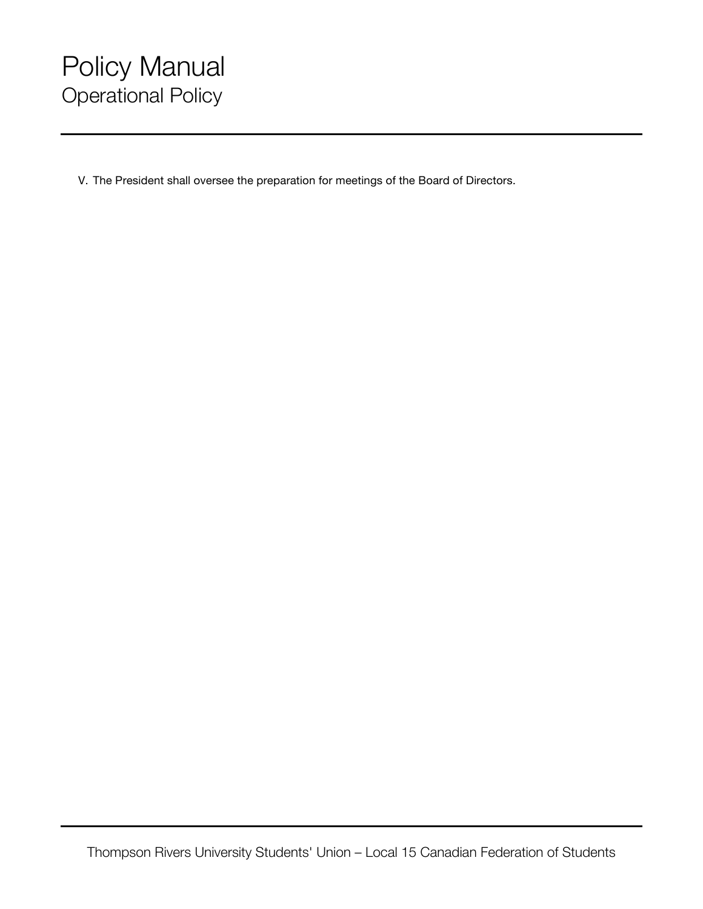V. The President shall oversee the preparation for meetings of the Board of Directors.